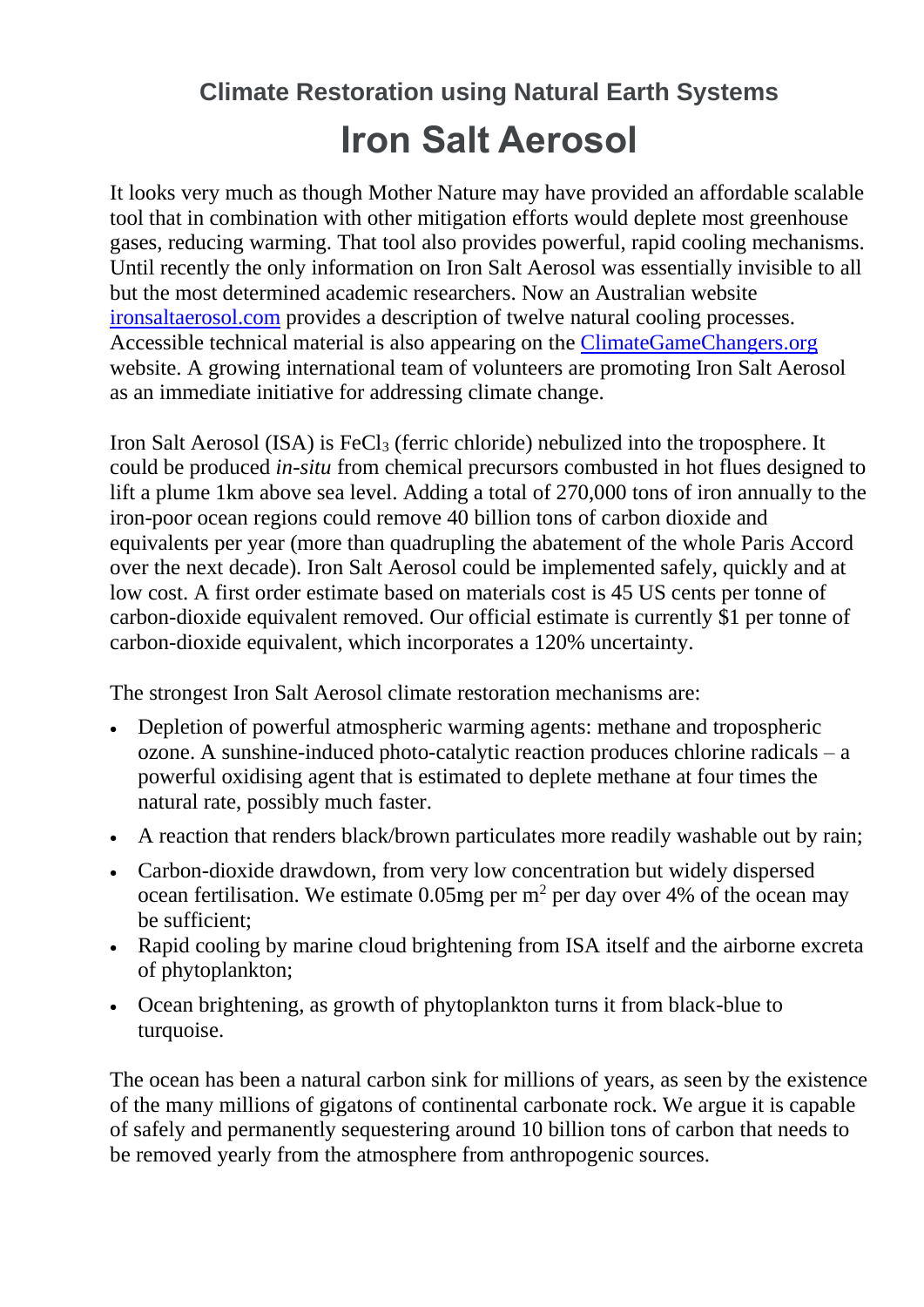## Climate Restoration using Natural Earth Systems

# Iron Salt Aerosol

It looks very much as though Mother Nature may have provided an affordable scalable tool that in combination with other mitigation efforts would deplete most greenhouse gases, reducing warming. That tool also provides powerful, rapid cooling mechanisms. Until recently the only information on Iron Salt Aerosol was essentially invisible to all but the most determined academic researchers. Now an Australian website [ironsaltaerosol.com](ironsaltaerosol.com) provides a description of twelve natural cooling processes. Accessible technical material is also appearing on the [ClimateGameChangers.org](ClimateGameChangers.org) website. A growing international team of volunteers are promoting Iron Salt Aerosol as an immediate initiative for addressing climate change.

Iron Salt Aerosol (ISA) is $FeCl_3$ (ferric chloride) nebulized into the troposphere. It could be produced *in-situ* from chemical precursors combusted in hot flues designed to lift a plume 1km above sea level. Adding a total of 270,000 tons of iron annually to the iron-poor ocean regions could remove 40 billion tons of carbon dioxide and equivalents per year (more than quadrupling the abatement of the whole Paris Accord over the next decade). Iron Salt Aerosol could be implemented safely, quickly and at low cost. A first order estimate based on materials cost is 45 US cents per tonne of carbon-dioxide equivalent removed. Our official estimate is currently $1 per tonne of carbon-dioxide equivalent, which incorporates a 120% uncertainty.

The strongest Iron Salt Aerosol climate restoration mechanisms are:

- Depletion of powerful atmospheric warming agents: methane and tropospheric ozone. A sunshine-induced photo-catalytic reaction produces chlorine radicals – a powerful oxidising agent that is estimated to deplete methane at four times the natural rate, possibly much faster.
- A reaction that renders black/brown particulates more readily washable out by rain;
- Carbon-dioxide drawdown, from very low concentration but widely dispersed ocean fertilisation. We estimate 0.05mg per $m^2$ per day over 4% of the ocean may be sufficient;
- Rapid cooling by marine cloud brightening from ISA itself and the airborne excreta of phytoplankton;
- Ocean brightening, as growth of phytoplankton turns it from black-blue to turquoise.

The ocean has been a natural carbon sink for millions of years, as seen by the existence of the many millions of gigatons of continental carbonate rock. We argue it is capable of safely and permanently sequestering around 10 billion tons of carbon that needs to be removed yearly from the atmosphere from anthropogenic sources.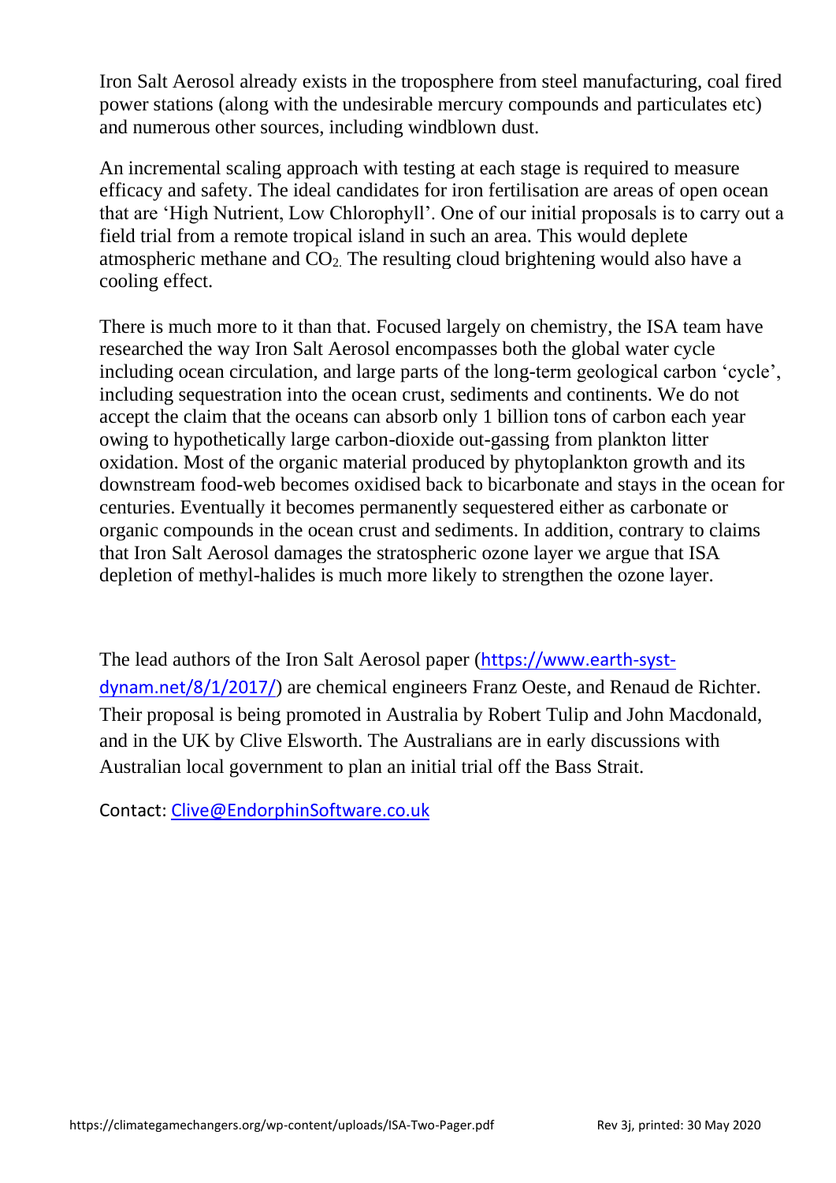Iron Salt Aerosol already exists in the troposphere from steel manufacturing, coal fired power stations (along with the undesirable mercury compounds and particulates etc) and numerous other sources, including windblown dust.

An incremental scaling approach with testing at each stage is required to measure efficacy and safety. The ideal candidates for iron fertilisation are areas of open ocean that are 'High Nutrient, Low Chlorophyll'. One of our initial proposals is to carry out a field trial from a remote tropical island in such an area. This would deplete atmospheric methane and $CO_2$. The resulting cloud brightening would also have a cooling effect.

There is much more to it than that. Focused largely on chemistry, the ISA team have researched the way Iron Salt Aerosol encompasses both the global water cycle including ocean circulation, and large parts of the long-term geological carbon 'cycle', including sequestration into the ocean crust, sediments and continents. We do not accept the claim that the oceans can absorb only 1 billion tons of carbon each year owing to hypothetically large carbon-dioxide out-gassing from plankton litter oxidation. Most of the organic material produced by phytoplankton growth and its downstream food-web becomes oxidised back to bicarbonate and stays in the ocean for centuries. Eventually it becomes permanently sequestered either as carbonate or organic compounds in the ocean crust and sediments. In addition, contrary to claims that Iron Salt Aerosol damages the stratospheric ozone layer we argue that ISA depletion of methyl-halides is much more likely to strengthen the ozone layer.

The lead authors of the Iron Salt Aerosol paper (https://www.earth-syst-dynam.net/8/1/2017/) are chemical engineers Franz Oeste, and Renaud de Richter. Their proposal is being promoted in Australia by Robert Tulip and John Macdonald, and in the UK by Clive Elsworth. The Australians are in early discussions with Australian local government to plan an initial trial off the Bass Strait.

Contact: Clive@EndorphinSoftware.co.uk